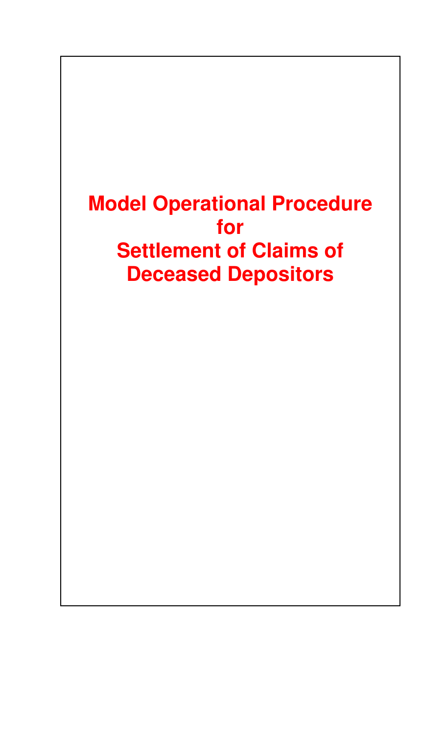# Model Operational Procedure for Settlement of Claims of Deceased Depositors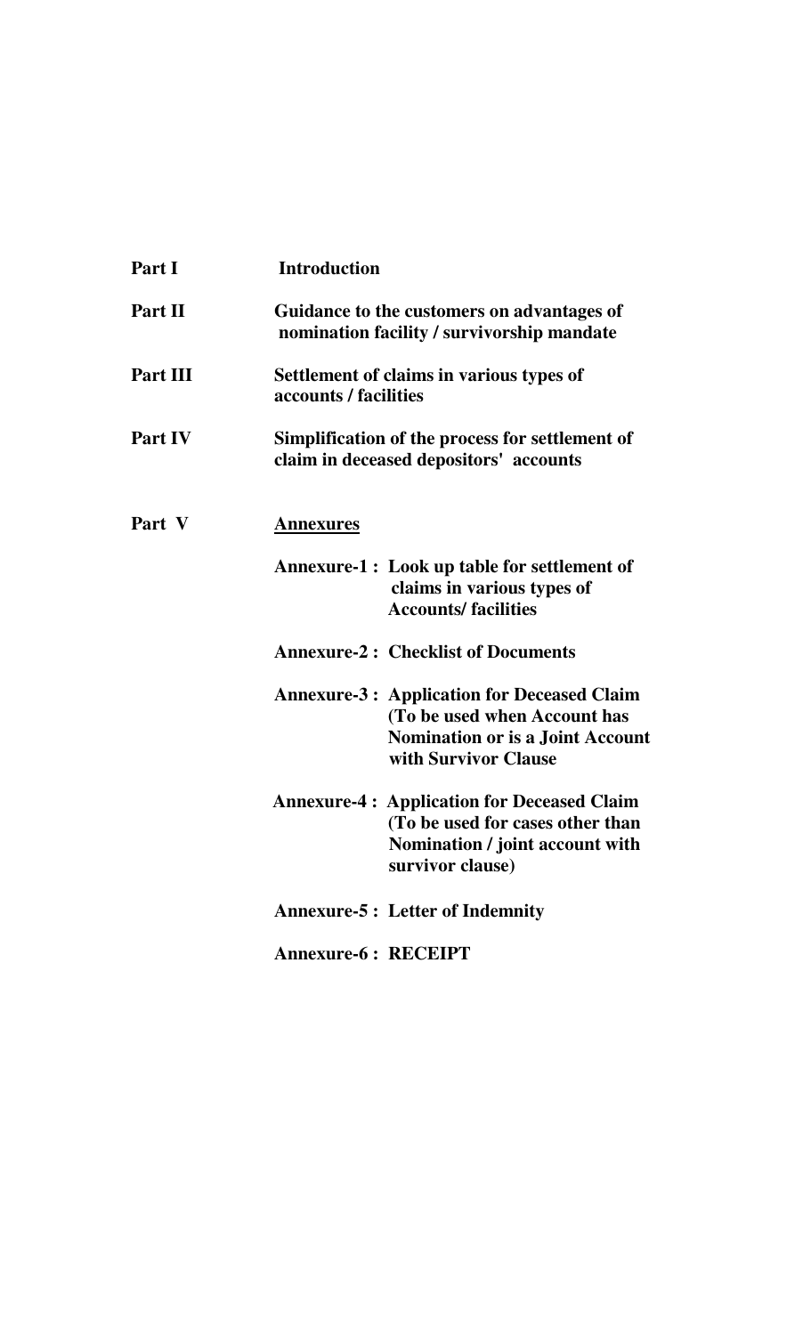| | |
|---|---|
| **Part I** | **Introduction** |
| **Part II** | **Guidance to the customers on advantages of nomination facility / survivorship mandate** |
| **Part III** | **Settlement of claims in various types of accounts / facilities** |
| **Part IV** | **Simplification of the process for settlement of claim in deceased depositors' accounts** |
| **Part V** | **<u>Annexures</u>** |
| | **Annexure-1 : Look up table for settlement of claims in various types of Accounts/ facilities** |
| | **Annexure-2 : Checklist of Documents** |
| | **Annexure-3 : Application for Deceased Claim (To be used when Account has Nomination or is a Joint Account with Survivor Clause** |
| | **Annexure-4 : Application for Deceased Claim (To be used for cases other than Nomination / joint account with survivor clause)** |
| | **Annexure-5 : Letter of Indemnity** |
| | **Annexure-6 : RECEIPT** |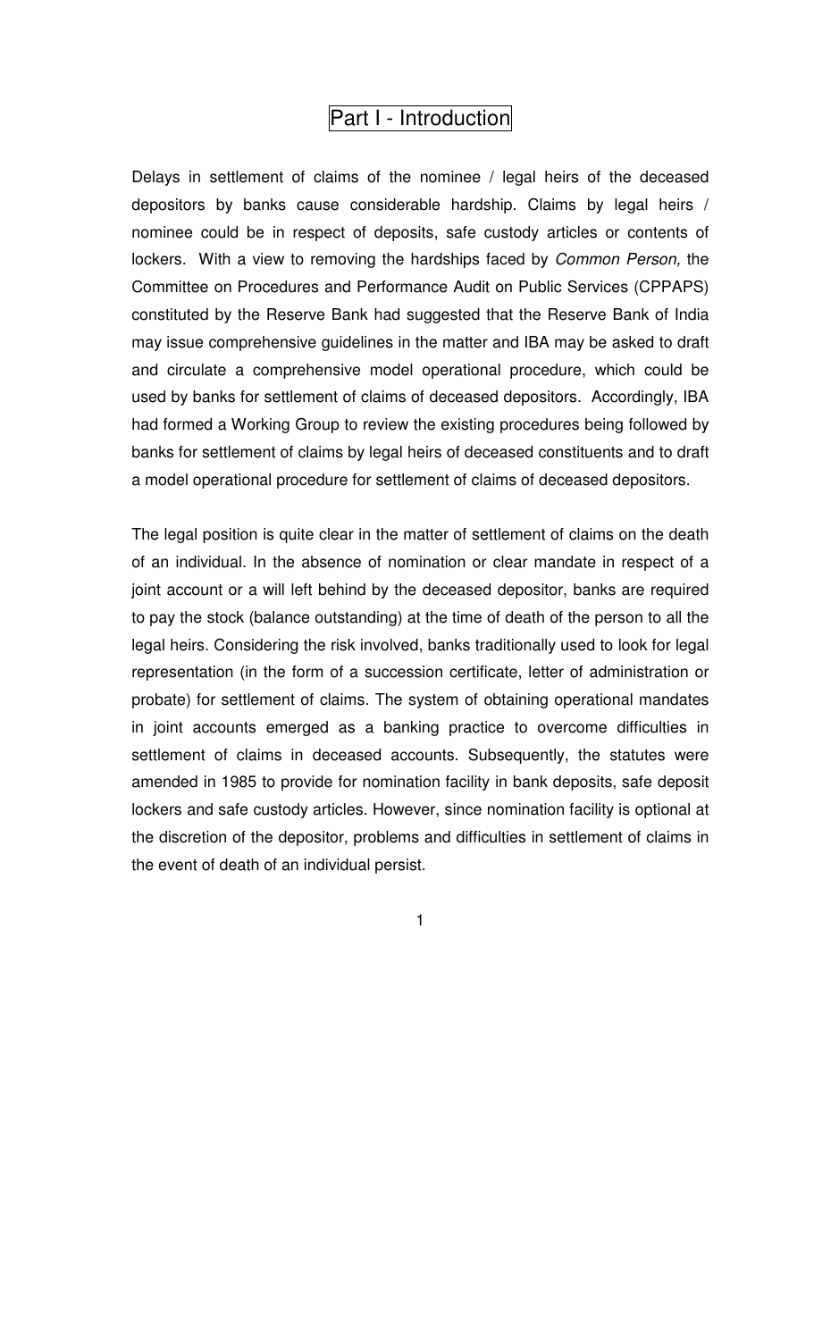# Part I - Introduction

Delays in settlement of claims of the nominee / legal heirs of the deceased depositors by banks cause considerable hardship. Claims by legal heirs / nominee could be in respect of deposits, safe custody articles or contents of lockers. With a view to removing the hardships faced by *Common Person,* the Committee on Procedures and Performance Audit on Public Services (CPPAPS) constituted by the Reserve Bank had suggested that the Reserve Bank of India may issue comprehensive guidelines in the matter and IBA may be asked to draft and circulate a comprehensive model operational procedure, which could be used by banks for settlement of claims of deceased depositors. Accordingly, IBA had formed a Working Group to review the existing procedures being followed by banks for settlement of claims by legal heirs of deceased constituents and to draft a model operational procedure for settlement of claims of deceased depositors.

The legal position is quite clear in the matter of settlement of claims on the death of an individual. In the absence of nomination or clear mandate in respect of a joint account or a will left behind by the deceased depositor, banks are required to pay the stock (balance outstanding) at the time of death of the person to all the legal heirs. Considering the risk involved, banks traditionally used to look for legal representation (in the form of a succession certificate, letter of administration or probate) for settlement of claims. The system of obtaining operational mandates in joint accounts emerged as a banking practice to overcome difficulties in settlement of claims in deceased accounts. Subsequently, the statutes were amended in 1985 to provide for nomination facility in bank deposits, safe deposit lockers and safe custody articles. However, since nomination facility is optional at the discretion of the depositor, problems and difficulties in settlement of claims in the event of death of an individual persist.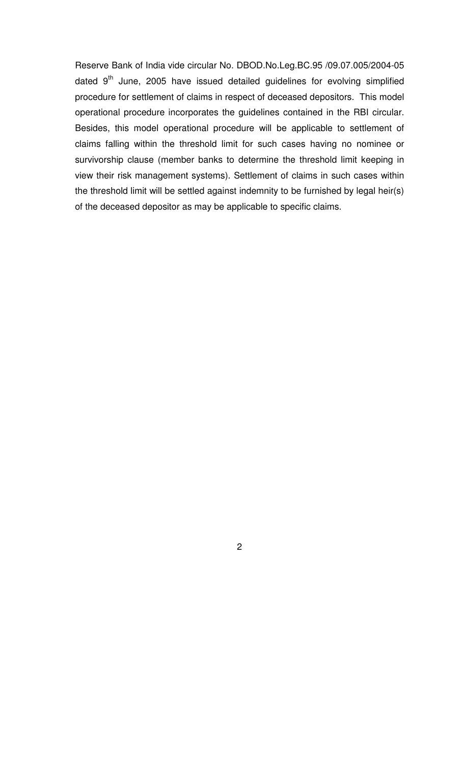Reserve Bank of India vide circular No. DBOD.No.Leg.BC.95 /09.07.005/2004-05 dated 9th June, 2005 have issued detailed guidelines for evolving simplified procedure for settlement of claims in respect of deceased depositors. This model operational procedure incorporates the guidelines contained in the RBI circular. Besides, this model operational procedure will be applicable to settlement of claims falling within the threshold limit for such cases having no nominee or survivorship clause (member banks to determine the threshold limit keeping in view their risk management systems). Settlement of claims in such cases within the threshold limit will be settled against indemnity to be furnished by legal heir(s) of the deceased depositor as may be applicable to specific claims.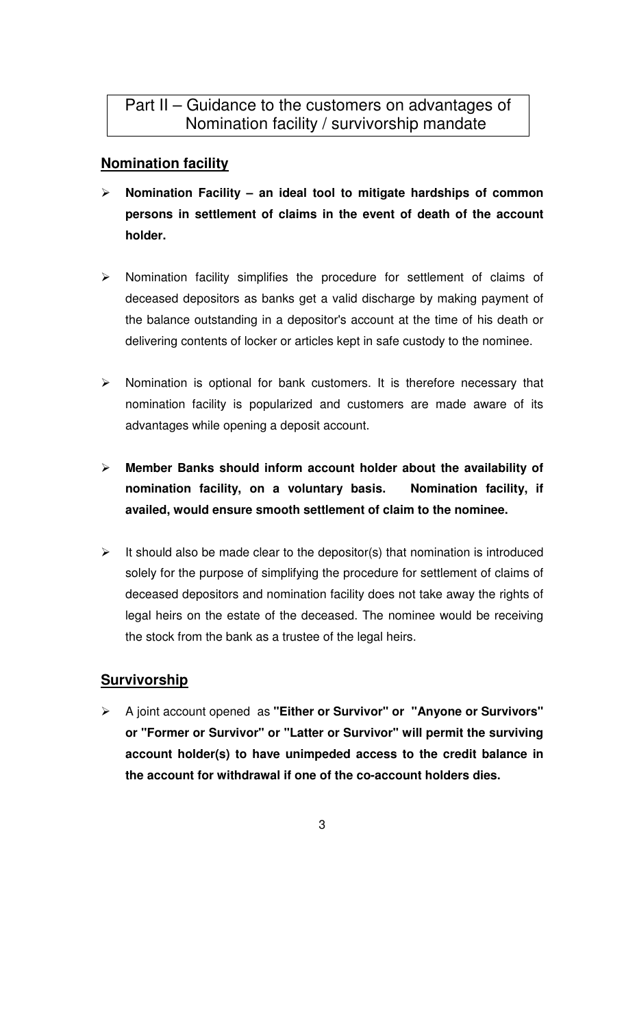## Part II – Guidance to the customers on advantages of Nomination facility / survivorship mandate

### Nomination facility

- **Nomination Facility – an ideal tool to mitigate hardships of common persons in settlement of claims in the event of death of the account holder.**

- Nomination facility simplifies the procedure for settlement of claims of deceased depositors as banks get a valid discharge by making payment of the balance outstanding in a depositor's account at the time of his death or delivering contents of locker or articles kept in safe custody to the nominee.

- Nomination is optional for bank customers. It is therefore necessary that nomination facility is popularized and customers are made aware of its advantages while opening a deposit account.

- **Member Banks should inform account holder about the availability of nomination facility, on a voluntary basis. Nomination facility, if availed, would ensure smooth settlement of claim to the nominee.**

- It should also be made clear to the depositor(s) that nomination is introduced solely for the purpose of simplifying the procedure for settlement of claims of deceased depositors and nomination facility does not take away the rights of legal heirs on the estate of the deceased. The nominee would be receiving the stock from the bank as a trustee of the legal heirs.

### Survivorship

- A joint account opened as **"Either or Survivor" or "Anyone or Survivors" or "Former or Survivor" or "Latter or Survivor" will permit the surviving account holder(s) to have unimpeded access to the credit balance in the account for withdrawal if one of the co-account holders dies.**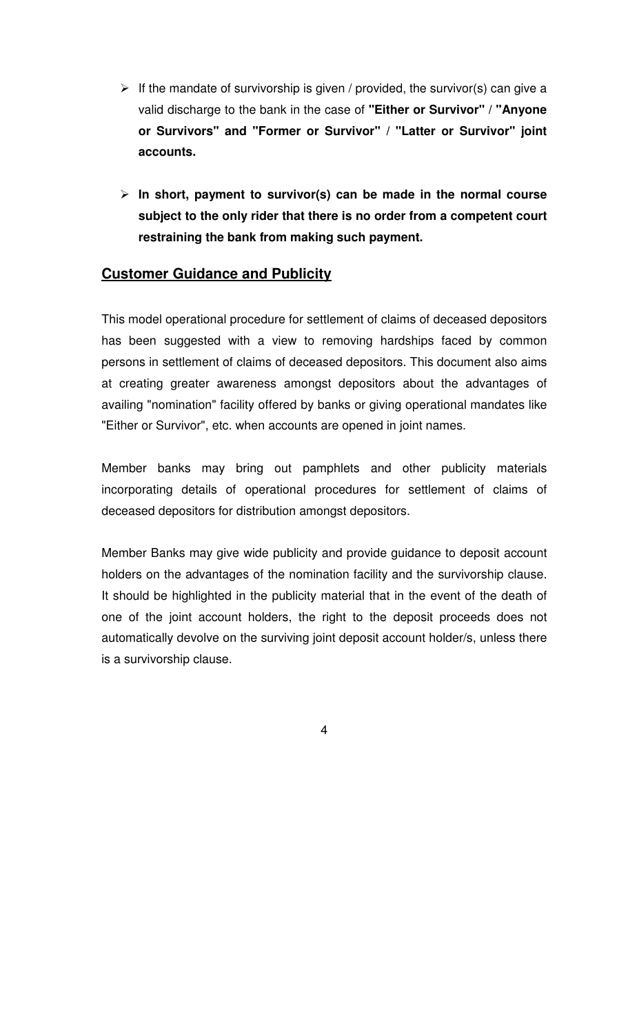- If the mandate of survivorship is given / provided, the survivor(s) can give a valid discharge to the bank in the case of **"Either or Survivor" / "Anyone or Survivors" and "Former or Survivor" / "Latter or Survivor" joint accounts.**

- **In short, payment to survivor(s) can be made in the normal course subject to the only rider that there is no order from a competent court restraining the bank from making such payment.**

## Customer Guidance and Publicity

This model operational procedure for settlement of claims of deceased depositors has been suggested with a view to removing hardships faced by common persons in settlement of claims of deceased depositors. This document also aims at creating greater awareness amongst depositors about the advantages of availing "nomination" facility offered by banks or giving operational mandates like "Either or Survivor", etc. when accounts are opened in joint names.

Member banks may bring out pamphlets and other publicity materials incorporating details of operational procedures for settlement of claims of deceased depositors for distribution amongst depositors.

Member Banks may give wide publicity and provide guidance to deposit account holders on the advantages of the nomination facility and the survivorship clause. It should be highlighted in the publicity material that in the event of the death of one of the joint account holders, the right to the deposit proceeds does not automatically devolve on the surviving joint deposit account holder/s, unless there is a survivorship clause.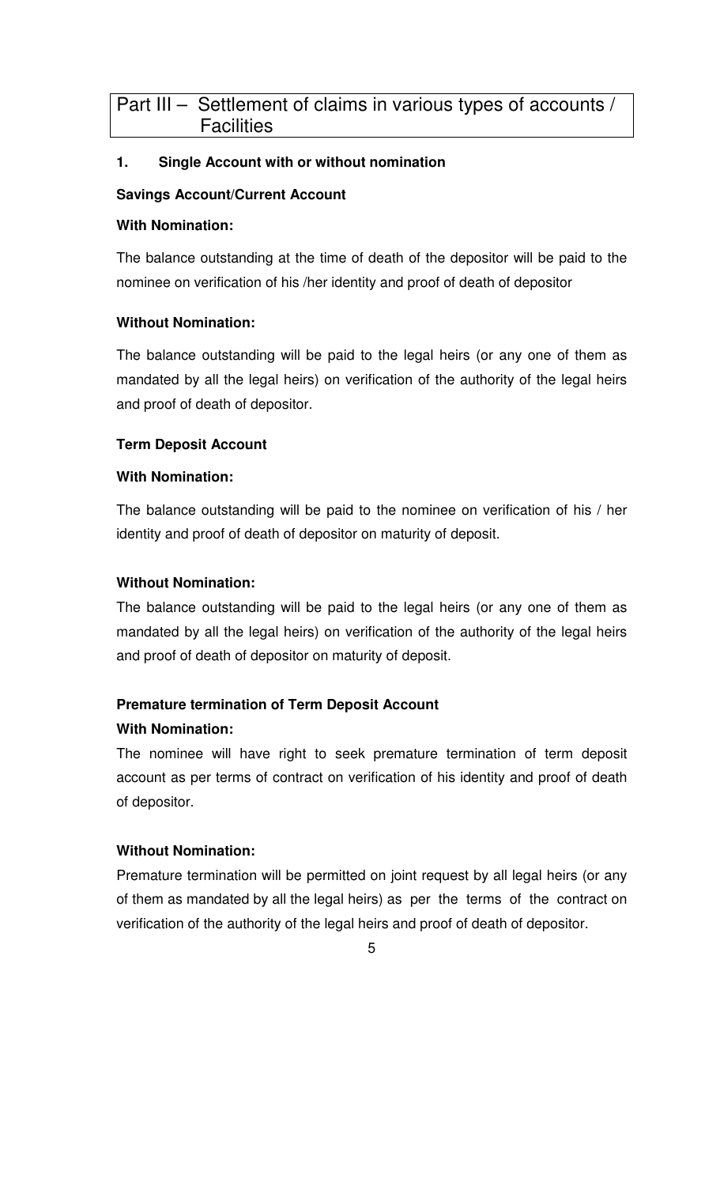## Part III – Settlement of claims in various types of accounts / Facilities

### 1. Single Account with or without nomination

**Savings Account/Current Account**

**With Nomination:**

The balance outstanding at the time of death of the depositor will be paid to the nominee on verification of his /her identity and proof of death of depositor

**Without Nomination:**

The balance outstanding will be paid to the legal heirs (or any one of them as mandated by all the legal heirs) on verification of the authority of the legal heirs and proof of death of depositor.

**Term Deposit Account**

**With Nomination:**

The balance outstanding will be paid to the nominee on verification of his / her identity and proof of death of depositor on maturity of deposit.

**Without Nomination:**

The balance outstanding will be paid to the legal heirs (or any one of them as mandated by all the legal heirs) on verification of the authority of the legal heirs and proof of death of depositor on maturity of deposit.

**Premature termination of Term Deposit Account**

**With Nomination:**

The nominee will have right to seek premature termination of term deposit account as per terms of contract on verification of his identity and proof of death of depositor.

**Without Nomination:**

Premature termination will be permitted on joint request by all legal heirs (or any of them as mandated by all the legal heirs) as per the terms of the contract on verification of the authority of the legal heirs and proof of death of depositor.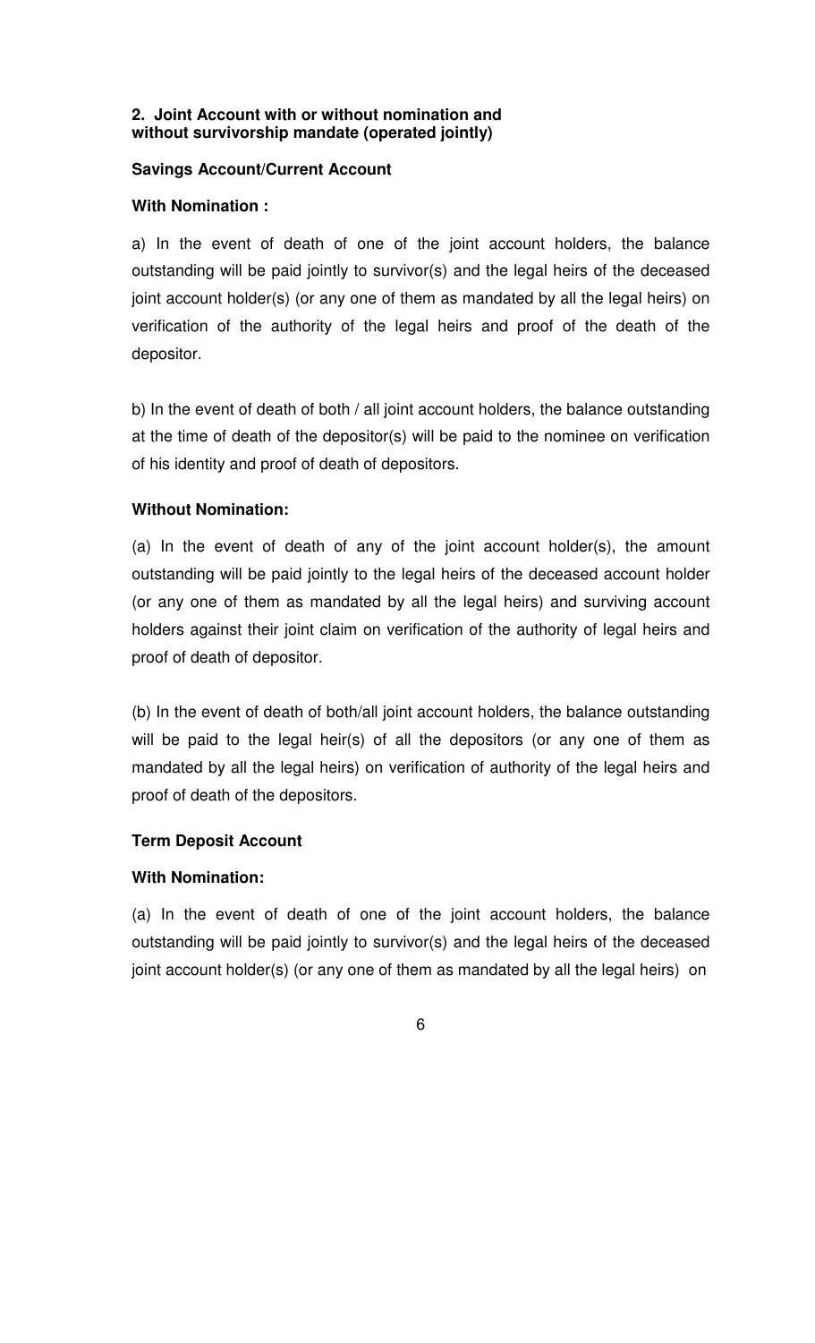**2. Joint Account with or without nomination and without survivorship mandate (operated jointly)**

**Savings Account/Current Account**

**With Nomination :**

a) In the event of death of one of the joint account holders, the balance outstanding will be paid jointly to survivor(s) and the legal heirs of the deceased joint account holder(s) (or any one of them as mandated by all the legal heirs) on verification of the authority of the legal heirs and proof of the death of the depositor.

b) In the event of death of both / all joint account holders, the balance outstanding at the time of death of the depositor(s) will be paid to the nominee on verification of his identity and proof of death of depositors.

**Without Nomination:**

(a) In the event of death of any of the joint account holder(s), the amount outstanding will be paid jointly to the legal heirs of the deceased account holder (or any one of them as mandated by all the legal heirs) and surviving account holders against their joint claim on verification of the authority of legal heirs and proof of death of depositor.

(b) In the event of death of both/all joint account holders, the balance outstanding will be paid to the legal heir(s) of all the depositors (or any one of them as mandated by all the legal heirs) on verification of authority of the legal heirs and proof of death of the depositors.

**Term Deposit Account**

**With Nomination:**

(a) In the event of death of one of the joint account holders, the balance outstanding will be paid jointly to survivor(s) and the legal heirs of the deceased joint account holder(s) (or any one of them as mandated by all the legal heirs) on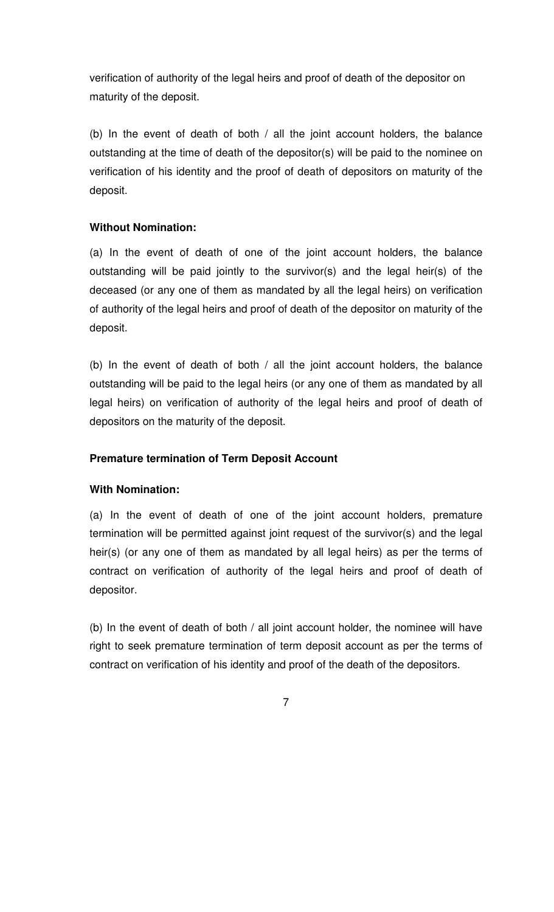verification of authority of the legal heirs and proof of death of the depositor on maturity of the deposit.

(b) In the event of death of both / all the joint account holders, the balance outstanding at the time of death of the depositor(s) will be paid to the nominee on verification of his identity and the proof of death of depositors on maturity of the deposit.

**Without Nomination:**

(a) In the event of death of one of the joint account holders, the balance outstanding will be paid jointly to the survivor(s) and the legal heir(s) of the deceased (or any one of them as mandated by all the legal heirs) on verification of authority of the legal heirs and proof of death of the depositor on maturity of the deposit.

(b) In the event of death of both / all the joint account holders, the balance outstanding will be paid to the legal heirs (or any one of them as mandated by all legal heirs) on verification of authority of the legal heirs and proof of death of depositors on the maturity of the deposit.

**Premature termination of Term Deposit Account**

**With Nomination:**

(a) In the event of death of one of the joint account holders, premature termination will be permitted against joint request of the survivor(s) and the legal heir(s) (or any one of them as mandated by all legal heirs) as per the terms of contract on verification of authority of the legal heirs and proof of death of depositor.

(b) In the event of death of both / all joint account holder, the nominee will have right to seek premature termination of term deposit account as per the terms of contract on verification of his identity and proof of the death of the depositors.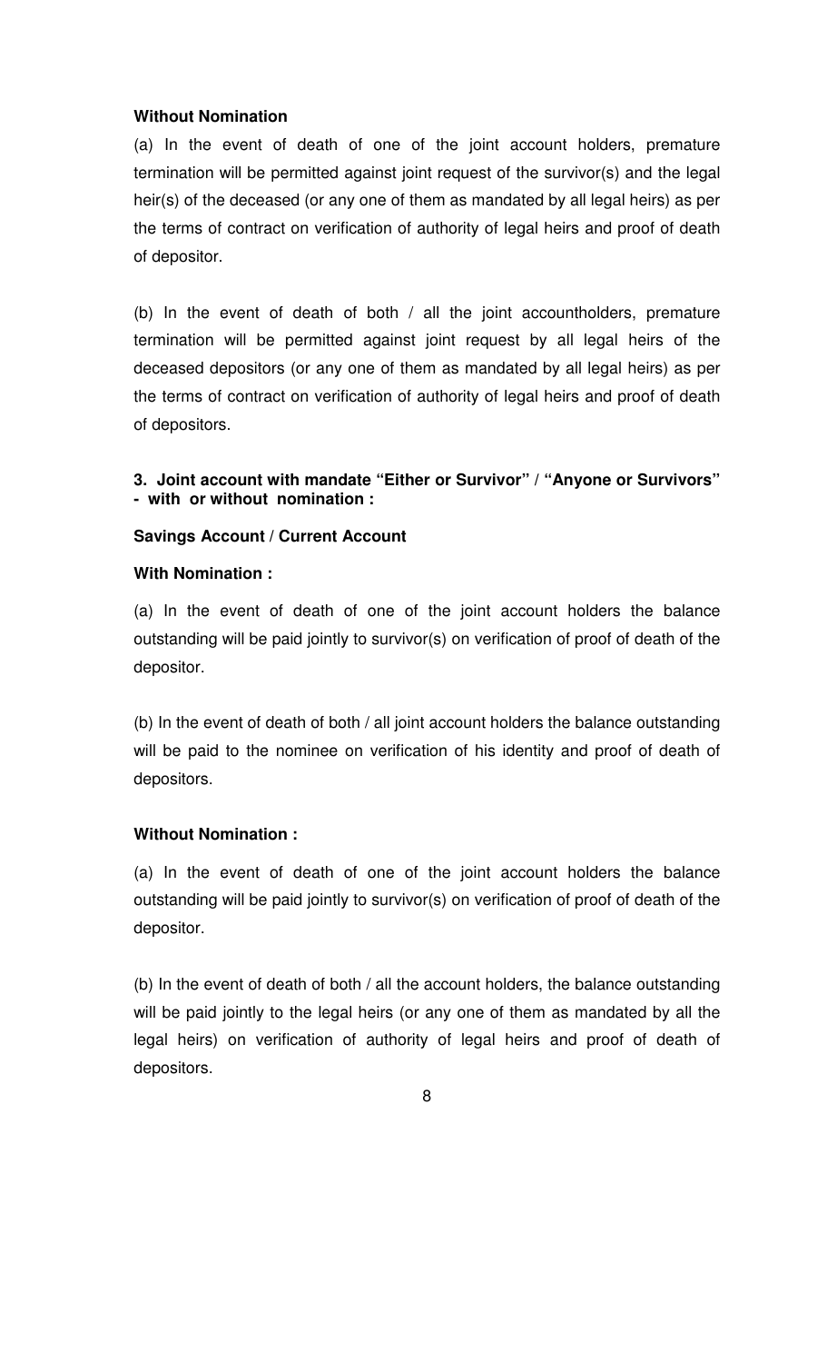**Without Nomination**

(a) In the event of death of one of the joint account holders, premature termination will be permitted against joint request of the survivor(s) and the legal heir(s) of the deceased (or any one of them as mandated by all legal heirs) as per the terms of contract on verification of authority of legal heirs and proof of death of depositor.

(b) In the event of death of both / all the joint accountholders, premature termination will be permitted against joint request by all legal heirs of the deceased depositors (or any one of them as mandated by all legal heirs) as per the terms of contract on verification of authority of legal heirs and proof of death of depositors.

**3. Joint account with mandate "Either or Survivor" / "Anyone or Survivors" - with or without nomination :**

**Savings Account / Current Account**

**With Nomination :**

(a) In the event of death of one of the joint account holders the balance outstanding will be paid jointly to survivor(s) on verification of proof of death of the depositor.

(b) In the event of death of both / all joint account holders the balance outstanding will be paid to the nominee on verification of his identity and proof of death of depositors.

**Without Nomination :**

(a) In the event of death of one of the joint account holders the balance outstanding will be paid jointly to survivor(s) on verification of proof of death of the depositor.

(b) In the event of death of both / all the account holders, the balance outstanding will be paid jointly to the legal heirs (or any one of them as mandated by all the legal heirs) on verification of authority of legal heirs and proof of death of depositors.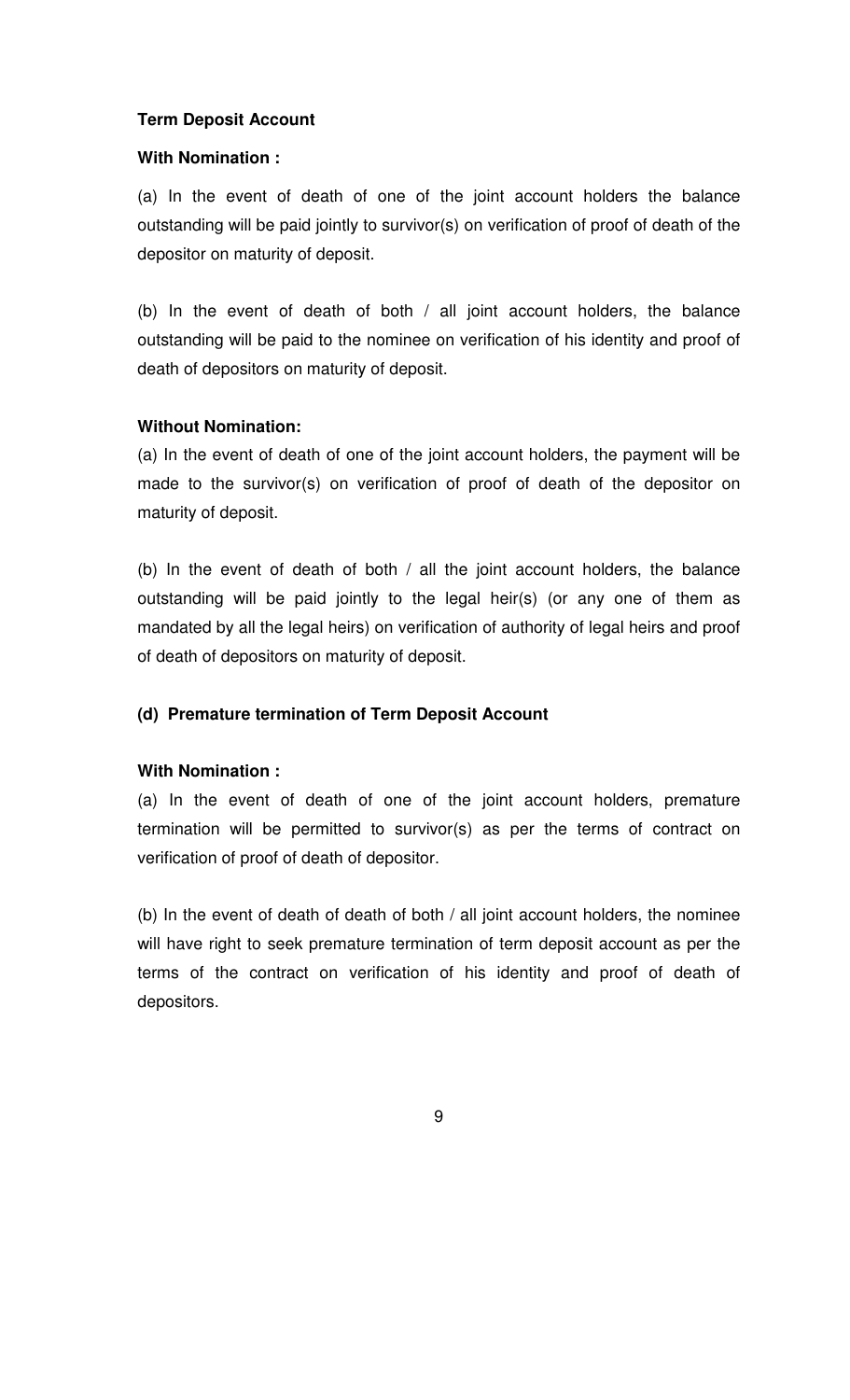**Term Deposit Account**

**With Nomination :**

(a) In the event of death of one of the joint account holders the balance outstanding will be paid jointly to survivor(s) on verification of proof of death of the depositor on maturity of deposit.

(b) In the event of death of both / all joint account holders, the balance outstanding will be paid to the nominee on verification of his identity and proof of death of depositors on maturity of deposit.

**Without Nomination:**

(a) In the event of death of one of the joint account holders, the payment will be made to the survivor(s) on verification of proof of death of the depositor on maturity of deposit.

(b) In the event of death of both / all the joint account holders, the balance outstanding will be paid jointly to the legal heir(s) (or any one of them as mandated by all the legal heirs) on verification of authority of legal heirs and proof of death of depositors on maturity of deposit.

**(d) Premature termination of Term Deposit Account**

**With Nomination :**

(a) In the event of death of one of the joint account holders, premature termination will be permitted to survivor(s) as per the terms of contract on verification of proof of death of depositor.

(b) In the event of death of death of both / all joint account holders, the nominee will have right to seek premature termination of term deposit account as per the terms of the contract on verification of his identity and proof of death of depositors.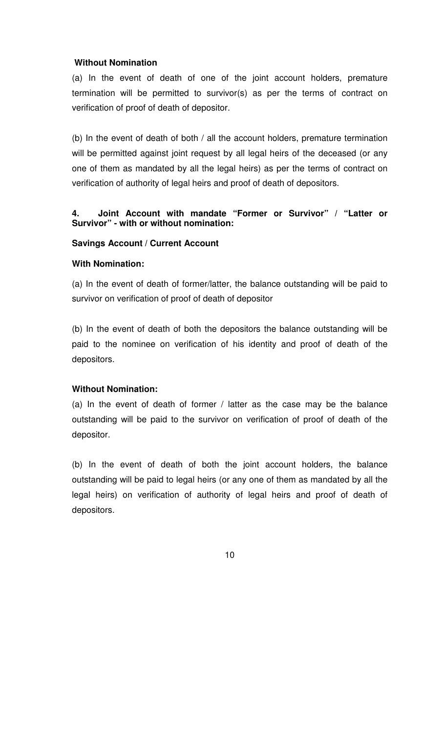**Without Nomination**

(a) In the event of death of one of the joint account holders, premature termination will be permitted to survivor(s) as per the terms of contract on verification of proof of death of depositor.

(b) In the event of death of both / all the account holders, premature termination will be permitted against joint request by all legal heirs of the deceased (or any one of them as mandated by all the legal heirs) as per the terms of contract on verification of authority of legal heirs and proof of death of depositors.

**4. Joint Account with mandate "Former or Survivor" / "Latter or Survivor" - with or without nomination:**

**Savings Account / Current Account**

**With Nomination:**

(a) In the event of death of former/latter, the balance outstanding will be paid to survivor on verification of proof of death of depositor

(b) In the event of death of both the depositors the balance outstanding will be paid to the nominee on verification of his identity and proof of death of the depositors.

**Without Nomination:**

(a) In the event of death of former / latter as the case may be the balance outstanding will be paid to the survivor on verification of proof of death of the depositor.

(b) In the event of death of both the joint account holders, the balance outstanding will be paid to legal heirs (or any one of them as mandated by all the legal heirs) on verification of authority of legal heirs and proof of death of depositors.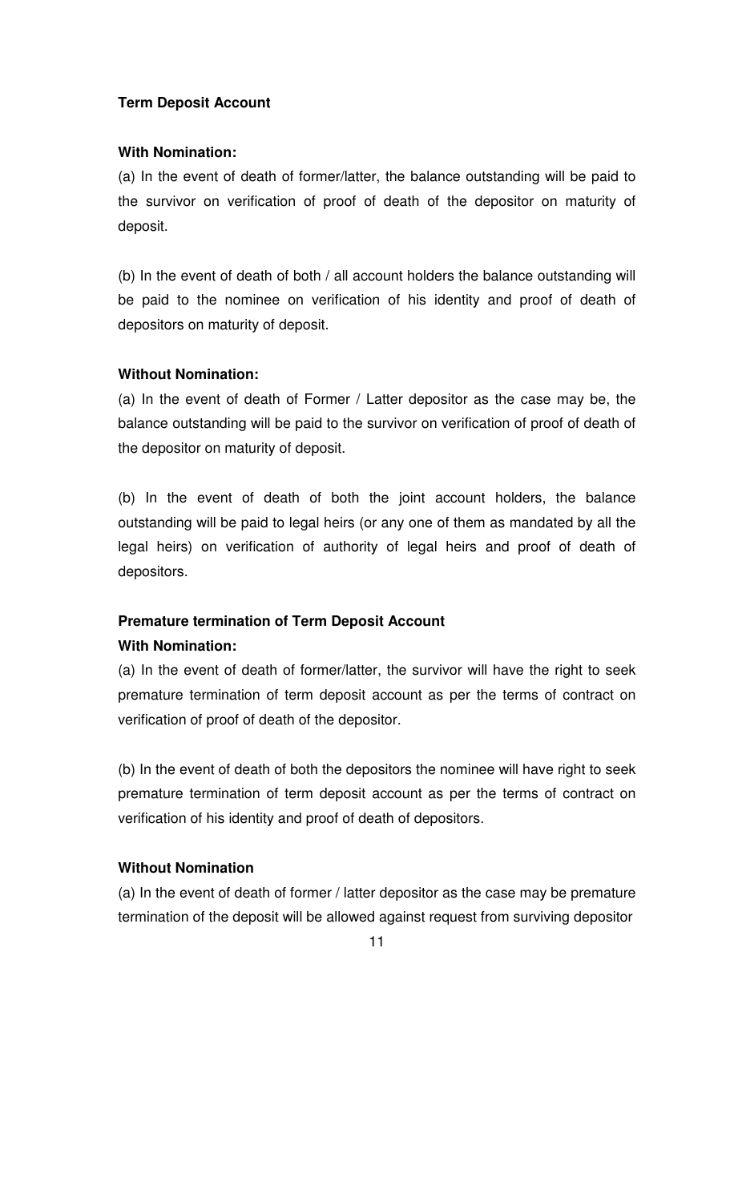**Term Deposit Account**

**With Nomination:**

(a) In the event of death of former/latter, the balance outstanding will be paid to the survivor on verification of proof of death of the depositor on maturity of deposit.

(b) In the event of death of both / all account holders the balance outstanding will be paid to the nominee on verification of his identity and proof of death of depositors on maturity of deposit.

**Without Nomination:**

(a) In the event of death of Former / Latter depositor as the case may be, the balance outstanding will be paid to the survivor on verification of proof of death of the depositor on maturity of deposit.

(b) In the event of death of both the joint account holders, the balance outstanding will be paid to legal heirs (or any one of them as mandated by all the legal heirs) on verification of authority of legal heirs and proof of death of depositors.

**Premature termination of Term Deposit Account**

**With Nomination:**

(a) In the event of death of former/latter, the survivor will have the right to seek premature termination of term deposit account as per the terms of contract on verification of proof of death of the depositor.

(b) In the event of death of both the depositors the nominee will have right to seek premature termination of term deposit account as per the terms of contract on verification of his identity and proof of death of depositors.

**Without Nomination**

(a) In the event of death of former / latter depositor as the case may be premature termination of the deposit will be allowed against request from surviving depositor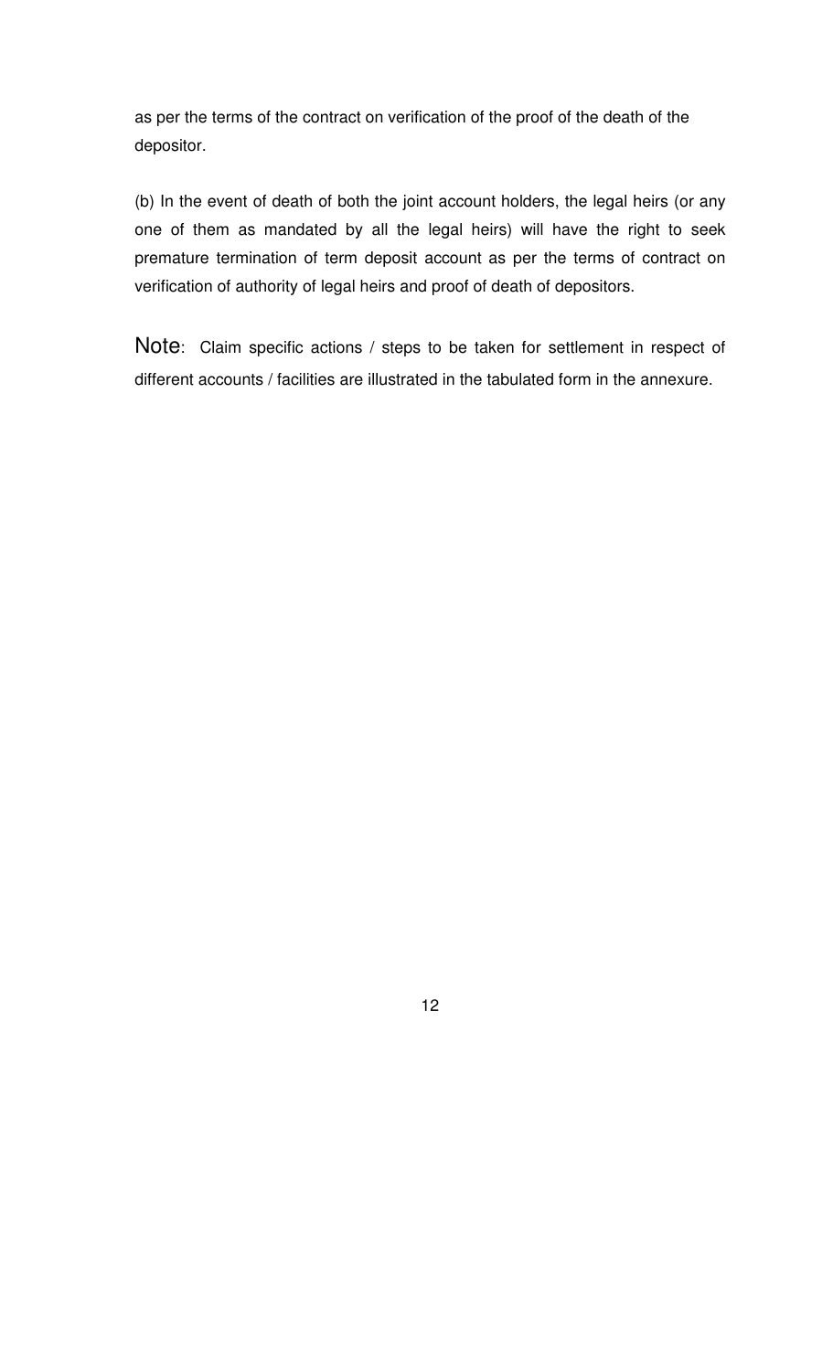as per the terms of the contract on verification of the proof of the death of the depositor.

(b) In the event of death of both the joint account holders, the legal heirs (or any one of them as mandated by all the legal heirs) will have the right to seek premature termination of term deposit account as per the terms of contract on verification of authority of legal heirs and proof of death of depositors.

**Note**: Claim specific actions / steps to be taken for settlement in respect of different accounts / facilities are illustrated in the tabulated form in the annexure.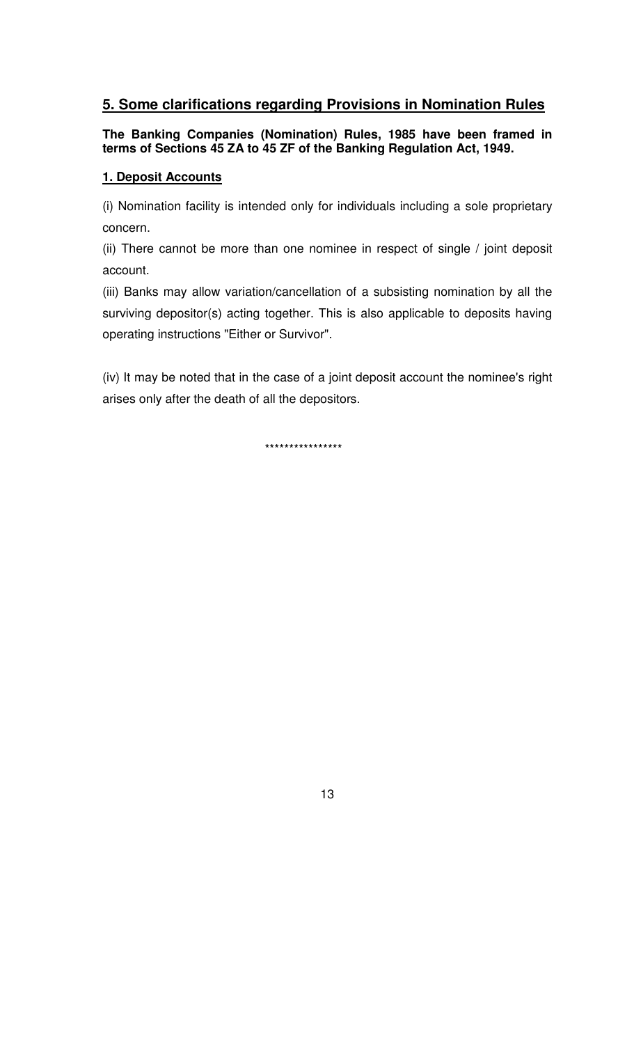## 5. Some clarifications regarding Provisions in Nomination Rules

**The Banking Companies (Nomination) Rules, 1985 have been framed in terms of Sections 45 ZA to 45 ZF of the Banking Regulation Act, 1949.**

### 1. Deposit Accounts

(i) Nomination facility is intended only for individuals including a sole proprietary concern.

(ii) There cannot be more than one nominee in respect of single / joint deposit account.

(iii) Banks may allow variation/cancellation of a subsisting nomination by all the surviving depositor(s) acting together. This is also applicable to deposits having operating instructions "Either or Survivor".

(iv) It may be noted that in the case of a joint deposit account the nominee's right arises only after the death of all the depositors.

****************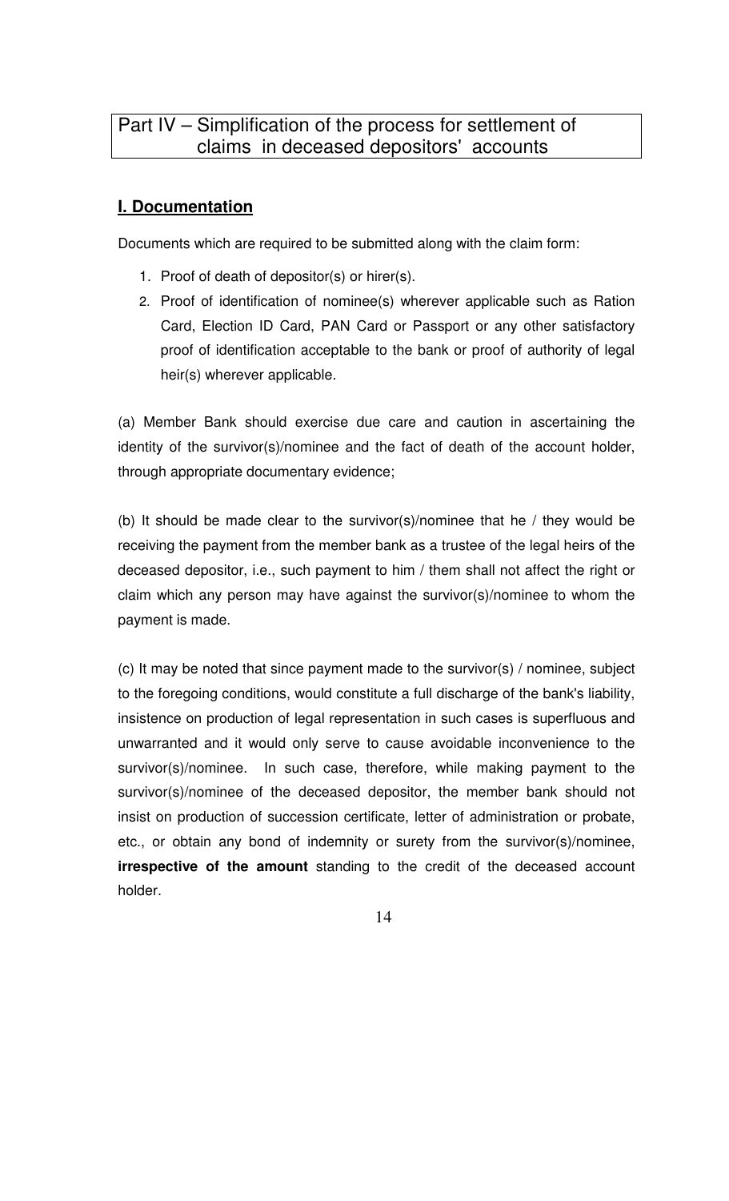## Part IV – Simplification of the process for settlement of claims in deceased depositors' accounts

### I. Documentation

Documents which are required to be submitted along with the claim form:

1. Proof of death of depositor(s) or hirer(s).
2. Proof of identification of nominee(s) wherever applicable such as Ration Card, Election ID Card, PAN Card or Passport or any other satisfactory proof of identification acceptable to the bank or proof of authority of legal heir(s) wherever applicable.

(a) Member Bank should exercise due care and caution in ascertaining the identity of the survivor(s)/nominee and the fact of death of the account holder, through appropriate documentary evidence;

(b) It should be made clear to the survivor(s)/nominee that he / they would be receiving the payment from the member bank as a trustee of the legal heirs of the deceased depositor, i.e., such payment to him / them shall not affect the right or claim which any person may have against the survivor(s)/nominee to whom the payment is made.

(c) It may be noted that since payment made to the survivor(s) / nominee, subject to the foregoing conditions, would constitute a full discharge of the bank's liability, insistence on production of legal representation in such cases is superfluous and unwarranted and it would only serve to cause avoidable inconvenience to the survivor(s)/nominee. In such case, therefore, while making payment to the survivor(s)/nominee of the deceased depositor, the member bank should not insist on production of succession certificate, letter of administration or probate, etc., or obtain any bond of indemnity or surety from the survivor(s)/nominee, **irrespective of the amount** standing to the credit of the deceased account holder.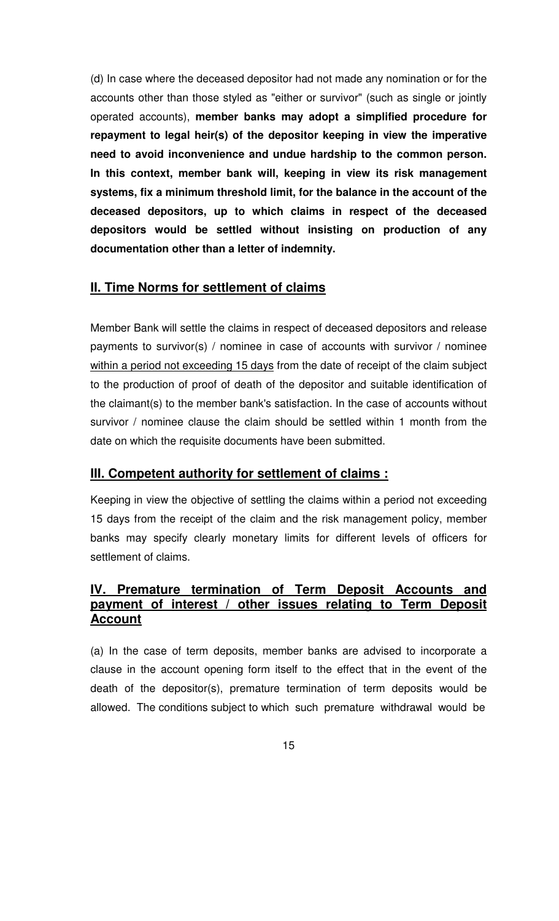(d) In case where the deceased depositor had not made any nomination or for the accounts other than those styled as "either or survivor" (such as single or jointly operated accounts), **member banks may adopt a simplified procedure for repayment to legal heir(s) of the depositor keeping in view the imperative need to avoid inconvenience and undue hardship to the common person. In this context, member bank will, keeping in view its risk management systems, fix a minimum threshold limit, for the balance in the account of the deceased depositors, up to which claims in respect of the deceased depositors would be settled without insisting on production of any documentation other than a letter of indemnity.**

## II. Time Norms for settlement of claims

Member Bank will settle the claims in respect of deceased depositors and release payments to survivor(s) / nominee in case of accounts with survivor / nominee within a period not exceeding 15 days from the date of receipt of the claim subject to the production of proof of death of the depositor and suitable identification of the claimant(s) to the member bank's satisfaction. In the case of accounts without survivor / nominee clause the claim should be settled within 1 month from the date on which the requisite documents have been submitted.

## III. Competent authority for settlement of claims :

Keeping in view the objective of settling the claims within a period not exceeding 15 days from the receipt of the claim and the risk management policy, member banks may specify clearly monetary limits for different levels of officers for settlement of claims.

## IV. Premature termination of Term Deposit Accounts and payment of interest / other issues relating to Term Deposit Account

(a) In the case of term deposits, member banks are advised to incorporate a clause in the account opening form itself to the effect that in the event of the death of the depositor(s), premature termination of term deposits would be allowed. The conditions subject to which such premature withdrawal would be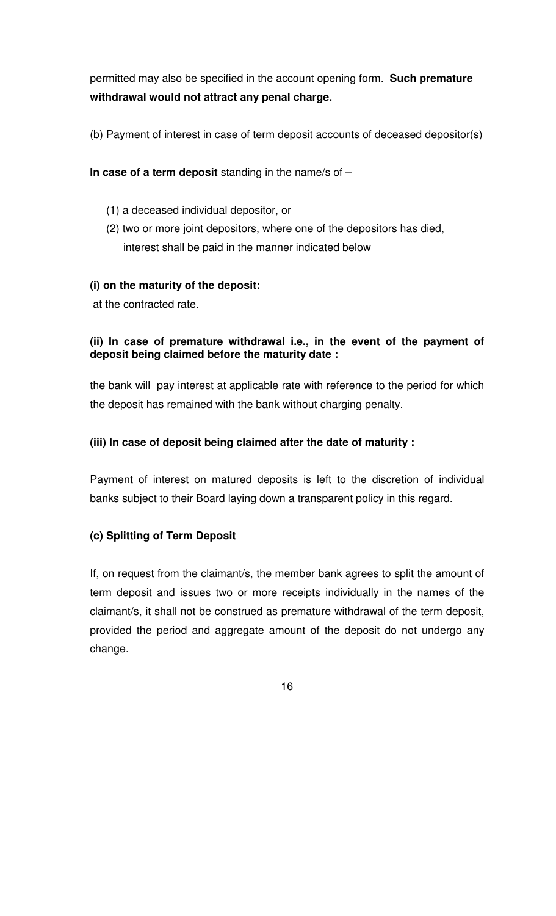permitted may also be specified in the account opening form. **Such premature withdrawal would not attract any penal charge.**

(b) Payment of interest in case of term deposit accounts of deceased depositor(s)

**In case of a term deposit** standing in the name/s of –

(1) a deceased individual depositor, or

(2) two or more joint depositors, where one of the depositors has died, interest shall be paid in the manner indicated below

**(i) on the maturity of the deposit:**

at the contracted rate.

**(ii) In case of premature withdrawal i.e., in the event of the payment of deposit being claimed before the maturity date :**

the bank will pay interest at applicable rate with reference to the period for which the deposit has remained with the bank without charging penalty.

**(iii) In case of deposit being claimed after the date of maturity :**

Payment of interest on matured deposits is left to the discretion of individual banks subject to their Board laying down a transparent policy in this regard.

**(c) Splitting of Term Deposit**

If, on request from the claimant/s, the member bank agrees to split the amount of term deposit and issues two or more receipts individually in the names of the claimant/s, it shall not be construed as premature withdrawal of the term deposit, provided the period and aggregate amount of the deposit do not undergo any change.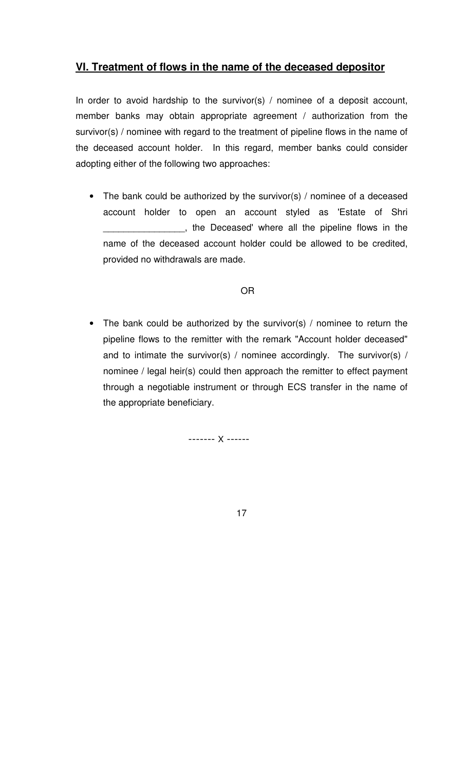## VI. Treatment of flows in the name of the deceased depositor

In order to avoid hardship to the survivor(s) / nominee of a deposit account, member banks may obtain appropriate agreement / authorization from the survivor(s) / nominee with regard to the treatment of pipeline flows in the name of the deceased account holder. In this regard, member banks could consider adopting either of the following two approaches:

- The bank could be authorized by the survivor(s) / nominee of a deceased account holder to open an account styled as 'Estate of Shri ________________, the Deceased' where all the pipeline flows in the name of the deceased account holder could be allowed to be credited, provided no withdrawals are made.

OR

- The bank could be authorized by the survivor(s) / nominee to return the pipeline flows to the remitter with the remark "Account holder deceased" and to intimate the survivor(s) / nominee accordingly. The survivor(s) / nominee / legal heir(s) could then approach the remitter to effect payment through a negotiable instrument or through ECS transfer in the name of the appropriate beneficiary.

------- X ------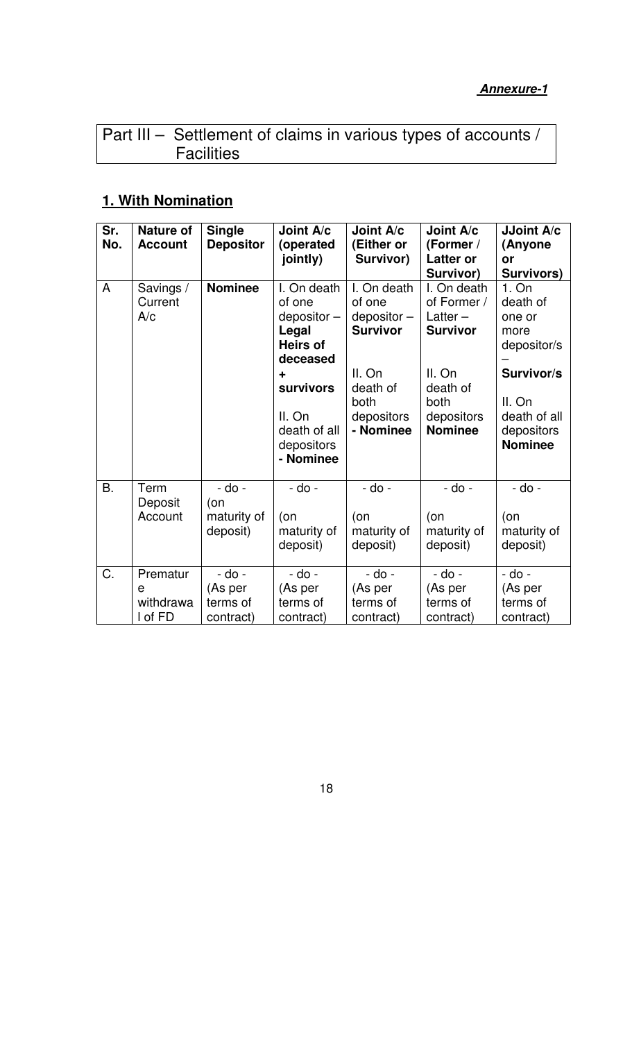***Annexure-1***

## Part III – Settlement of claims in various types of accounts / Facilities

### 1. With Nomination

| Sr. No. | Nature of Account | Single Depositor | Joint A/c (operated jointly) | Joint A/c (Either or Survivor) | Joint A/c (Former / Latter or Survivor) | JJoint A/c (Anyone or Survivors) |
|---|---|---|---|---|---|---|
| A | Savings / Current A/c | **Nominee** | I. On death of one depositor – **Legal Heirs of deceased + survivors** II. On death of all depositors **- Nominee** | I. On death of one depositor – **Survivor** II. On death of both depositors **- Nominee** | I. On death of Former / Latter – **Survivor** II. On death of both depositors **Nominee** | 1. On death of one or more depositor/s – **Survivor/s** II. On death of all depositors **Nominee** |
| B. | Term Deposit Account | - do - (on maturity of deposit) | - do - (on maturity of deposit) | - do - (on maturity of deposit) | - do - (on maturity of deposit) | - do - (on maturity of deposit) |
| C. | Premature withdrawal of FD | - do - (As per terms of contract) | - do - (As per terms of contract) | - do - (As per terms of contract) | - do - (As per terms of contract) | - do - (As per terms of contract) |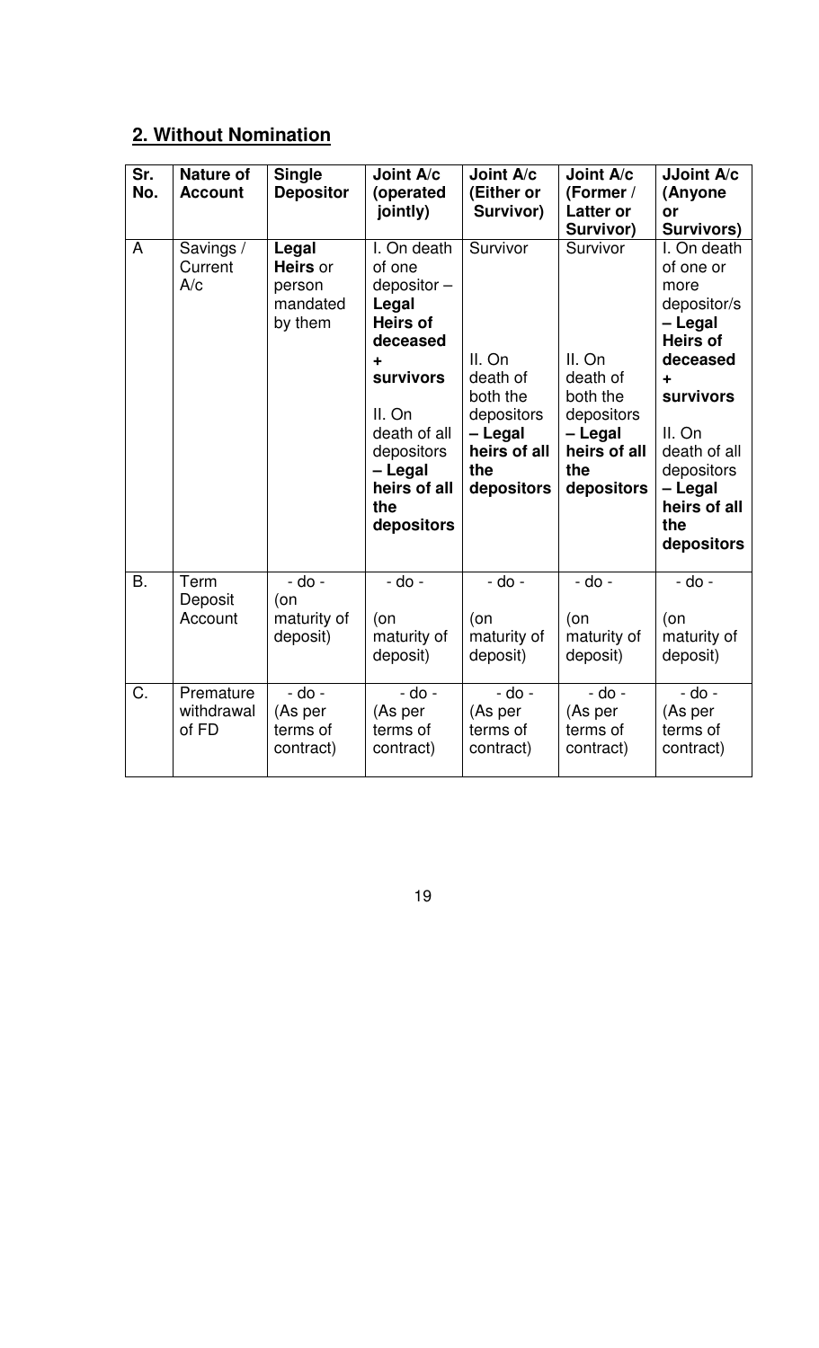## 2. Without Nomination

| Sr. No. | Nature of Account | Single Depositor | Joint A/c (operated jointly) | Joint A/c (Either or Survivor) | Joint A/c (Former / Latter or Survivor) | JJoint A/c (Anyone or Survivors) |
|---|---|---|---|---|---|---|
| A | Savings / Current A/c | **Legal Heirs** or person mandated by them | I. On death of one depositor – **Legal Heirs of deceased + survivors** II. On death of all depositors **– Legal heirs of all the depositors** | Survivor II. On death of both the depositors **– Legal heirs of all the depositors** | Survivor II. On death of both the depositors **– Legal heirs of all the depositors** | I. On death of one or more depositor/s **– Legal Heirs of deceased + survivors** II. On death of all depositors **– Legal heirs of all the depositors** |
| B. | Term Deposit Account | - do - (on maturity of deposit) | - do - (on maturity of deposit) | - do - (on maturity of deposit) | - do - (on maturity of deposit) | - do - (on maturity of deposit) |
| C. | Premature withdrawal of FD | - do - (As per terms of contract) | - do - (As per terms of contract) | - do - (As per terms of contract) | - do - (As per terms of contract) | - do - (As per terms of contract) |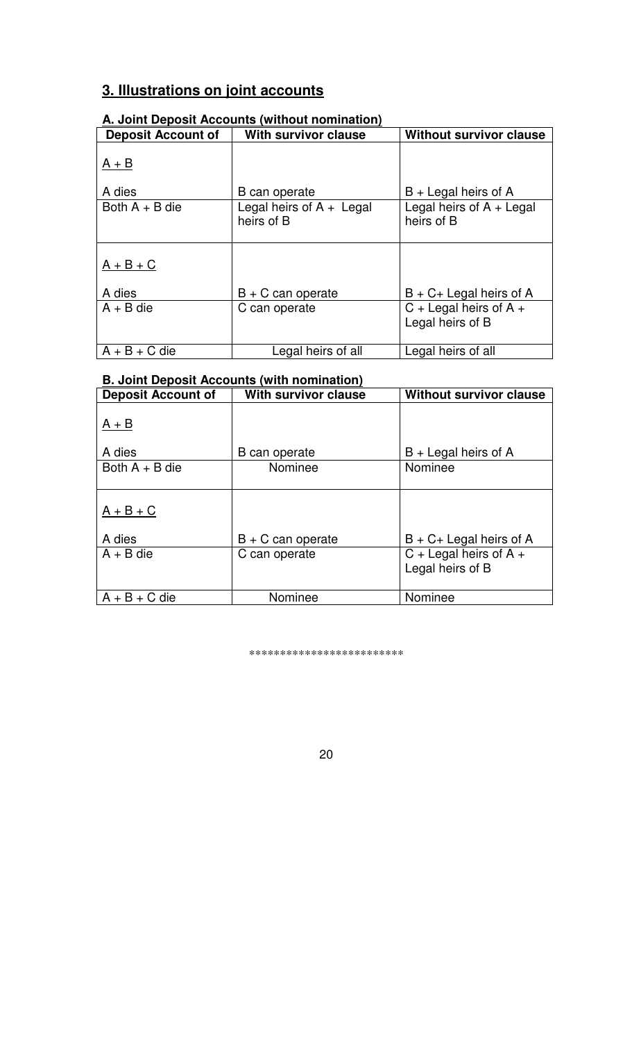## 3. Illustrations on joint accounts

### A. Joint Deposit Accounts (without nomination)

| Deposit Account of | With survivor clause | Without survivor clause |
|---|---|---|
| A + B | | |
| A dies | B can operate | B + Legal heirs of A |
| Both A + B die | Legal heirs of A + Legal heirs of B | Legal heirs of A + Legal heirs of B |
| A + B + C | | |
| A dies | B + C can operate | B + C+ Legal heirs of A |
| A + B die | C can operate | C + Legal heirs of A + Legal heirs of B |
| A + B + C die | Legal heirs of all | Legal heirs of all |

### B. Joint Deposit Accounts (with nomination)

| Deposit Account of | With survivor clause | Without survivor clause |
|---|---|---|
| A + B | | |
| A dies | B can operate | B + Legal heirs of A |
| Both A + B die | Nominee | Nominee |
| A + B + C | | |
| A dies | B + C can operate | B + C+ Legal heirs of A |
| A + B die | C can operate | C + Legal heirs of A + Legal heirs of B |
| A + B + C die | Nominee | Nominee |

************************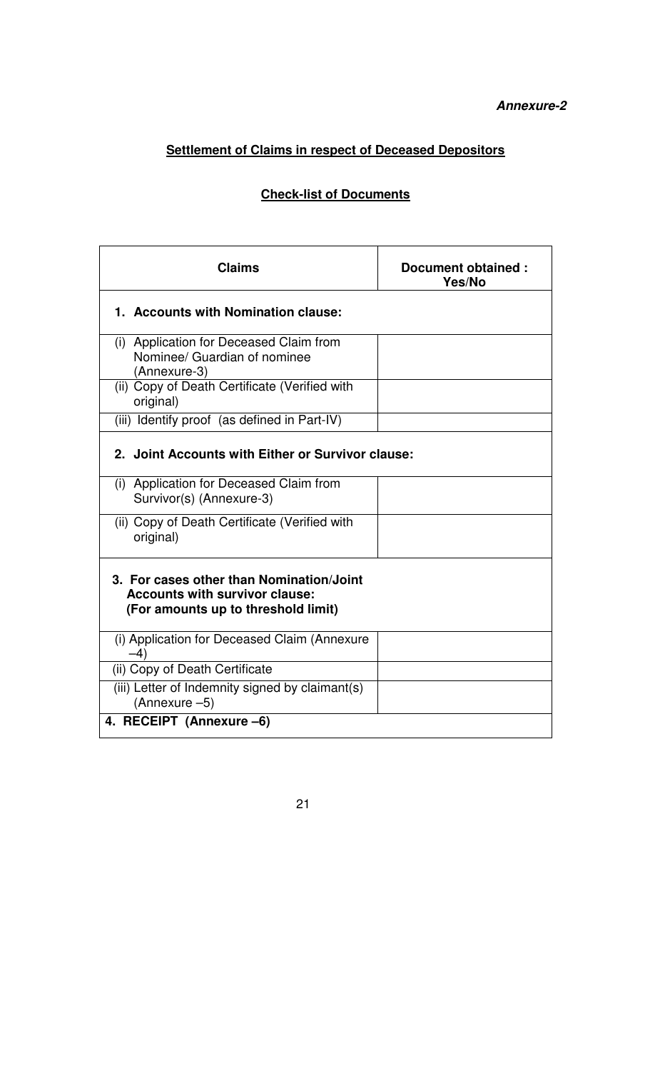***Annexure-2***

## Settlement of Claims in respect of Deceased Depositors

### Check-list of Documents

| Claims | Document obtained : Yes/No |
|---|---|
| **1. Accounts with Nomination clause:** | |
| (i) Application for Deceased Claim from Nominee/ Guardian of nominee (Annexure-3) | |
| (ii) Copy of Death Certificate (Verified with original) | |
| (iii) Identify proof (as defined in Part-IV) | |
| **2. Joint Accounts with Either or Survivor clause:** | |
| (i) Application for Deceased Claim from Survivor(s) (Annexure-3) | |
| (ii) Copy of Death Certificate (Verified with original) | |
| **3. For cases other than Nomination/Joint Accounts with survivor clause: (For amounts up to threshold limit)** | |
| (i) Application for Deceased Claim (Annexure –4) | |
| (ii) Copy of Death Certificate | |
| (iii) Letter of Indemnity signed by claimant(s) (Annexure –5) | |
| **4. RECEIPT (Annexure –6)** | |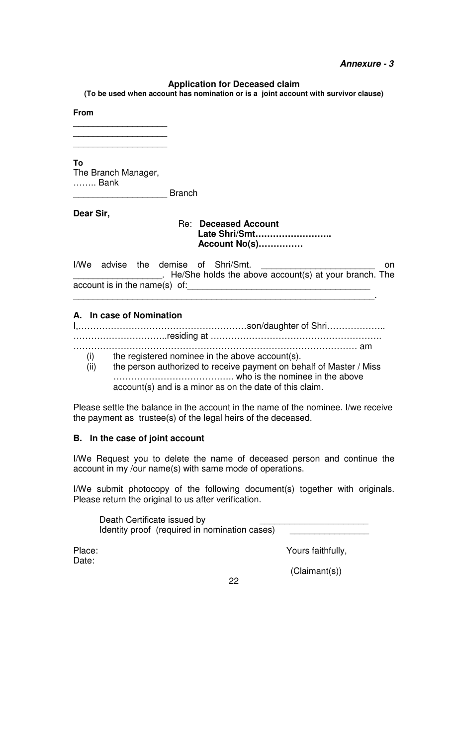***Annexure - 3***

**Application for Deceased claim**
**(To be used when account has nomination or is a joint account with survivor clause)**

**From**

___________________
___________________
___________________

**To**
The Branch Manager,
…….. Bank
__________________ Branch

**Dear Sir,**

Re: **Deceased Account**
**Late Shri/Smt……………………..**
**Account No(s)……………**

I/We advise the demise of Shri/Smt. ______________________ on _________________. He/She holds the above account(s) at your branch. The account is in the name(s) of:____________________________________
_______________________________________________________________.

**A. In case of Nomination**

I,…………………………………………………son/daughter of Shri……………….. …………………………..residing at …………………………………………………. ………………………………………………………………………………………… am

(i) the registered nominee in the above account(s).
(ii) the person authorized to receive payment on behalf of Master / Miss ………………………………….. who is the nominee in the above account(s) and is a minor as on the date of this claim.

Please settle the balance in the account in the name of the nominee. I/we receive the payment as trustee(s) of the legal heirs of the deceased.

**B. In the case of joint account**

I/We Request you to delete the name of deceased person and continue the account in my /our name(s) with same mode of operations.

I/We submit photocopy of the following document(s) together with originals. Please return the original to us after verification.

Death Certificate issued by _____________________
Identity proof (required in nomination cases) _______________

Place:
Date:

Yours faithfully,

(Claimant(s))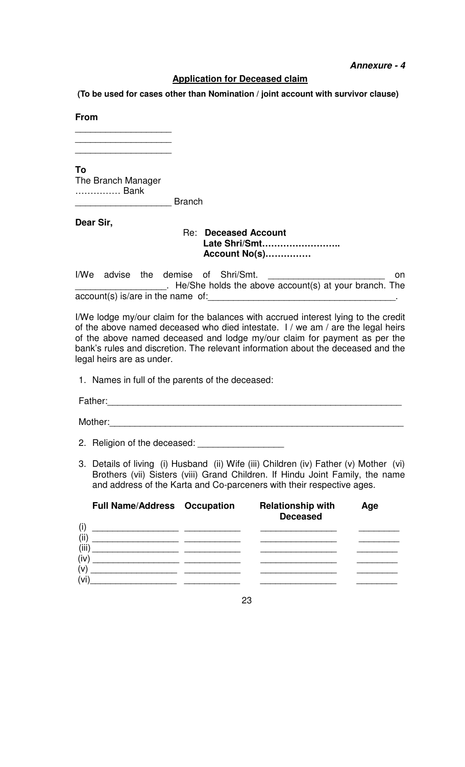***Annexure - 4***

**Application for Deceased claim**

**(To be used for cases other than Nomination / joint account with survivor clause)**

**From**

___________________
___________________
___________________

**To**
The Branch Manager
…………… Bank
___________________ Branch

**Dear Sir,**

Re: **Deceased Account**
**Late Shri/Smt……………………..**
**Account No(s)……………**

I/We advise the demise of Shri/Smt. ______________________ on __________________. He/She holds the above account(s) at your branch. The account(s) is/are in the name of:_____________________________________.

I/We lodge my/our claim for the balances with accrued interest lying to the credit of the above named deceased who died intestate. I / we am / are the legal heirs of the above named deceased and lodge my/our claim for payment as per the bank's rules and discretion. The relevant information about the deceased and the legal heirs are as under.

1. Names in full of the parents of the deceased:

Father:___________________________________________________________

Mother:___________________________________________________________

2. Religion of the deceased: _________________

3. Details of living (i) Husband (ii) Wife (iii) Children (iv) Father (v) Mother (vi) Brothers (vii) Sisters (viii) Grand Children. If Hindu Joint Family, the name and address of the Karta and Co-parceners with their respective ages.

| | Full Name/Address | Occupation | Relationship with Deceased | Age |
|---|---|---|---|---|
| (i) | _________________ | ___________ | _______________ | ________ |
| (ii) | _________________ | ___________ | _______________ | ________ |
| (iii) | _________________ | ___________ | _______________ | ________ |
| (iv) | _________________ | ___________ | _______________ | ________ |
| (v) | _________________ | ___________ | _______________ | ________ |
| (vi) | _________________ | ___________ | _______________ | ________ |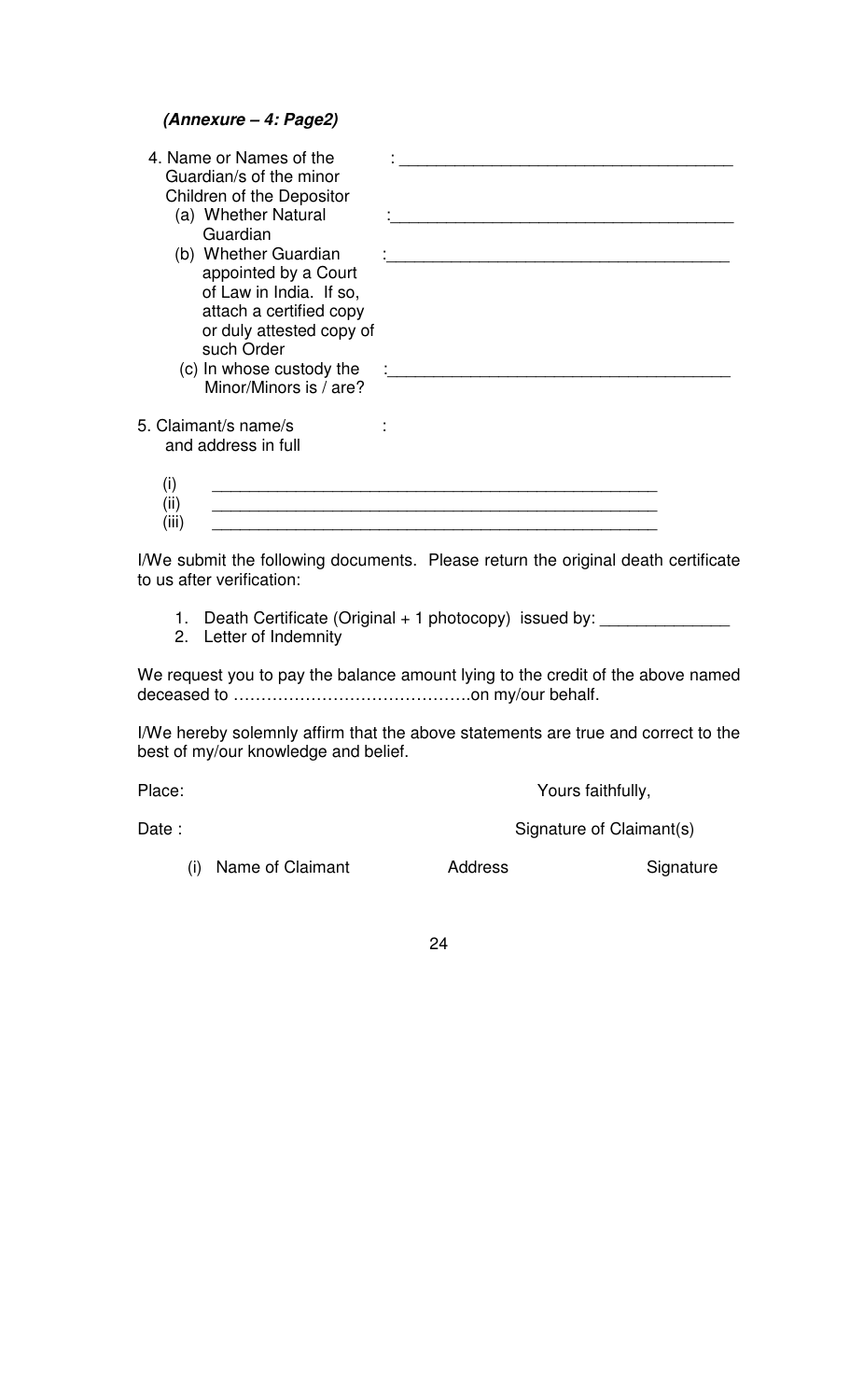***(Annexure – 4: Page2)***

4. Name or Names of the Guardian/s of the minor Children of the Depositor : ___________________________________
   - (a) Whether Natural Guardian :___________________________________
   - (b) Whether Guardian appointed by a Court of Law in India. If so, attach a certified copy or duly attested copy of such Order :___________________________________
   - (c) In whose custody the Minor/Minors is / are? :___________________________________

5. Claimant/s name/s and address in full :

   - (i) _______________________________________________
   - (ii) _______________________________________________
   - (iii) _______________________________________________

I/We submit the following documents. Please return the original death certificate to us after verification:

1. Death Certificate (Original + 1 photocopy) issued by: ______________
2. Letter of Indemnity

We request you to pay the balance amount lying to the credit of the above named deceased to …………………………………….on my/our behalf.

I/We hereby solemnly affirm that the above statements are true and correct to the best of my/our knowledge and belief.

Place: Yours faithfully,

Date : Signature of Claimant(s)

| | Name of Claimant | Address | Signature |
|---|---|---|---|
| (i) | | | |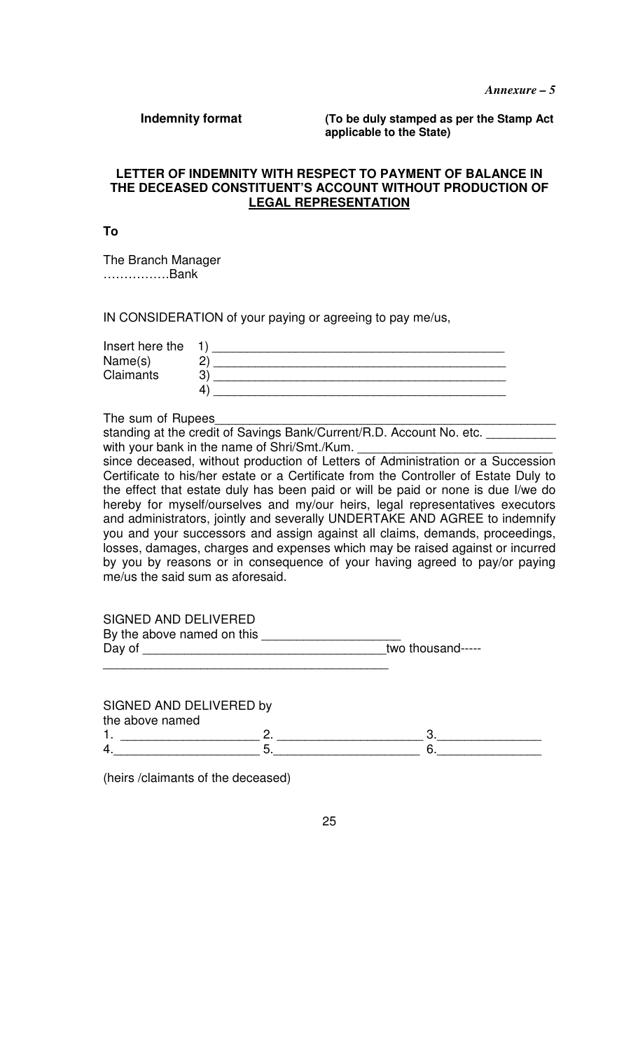*Annexure – 5*

**Indemnity format** **(To be duly stamped as per the Stamp Act applicable to the State)**

**LETTER OF INDEMNITY WITH RESPECT TO PAYMENT OF BALANCE IN THE DECEASED CONSTITUENT'S ACCOUNT WITHOUT PRODUCTION OF <u>LEGAL REPRESENTATION</u>**

**To**

The Branch Manager
……………Bank

IN CONSIDERATION of your paying or agreeing to pay me/us,

Insert here the Name(s) Claimants
1) ___________________________________________
2) ___________________________________________
3) ___________________________________________
4) ___________________________________________

The sum of Rupees___________________________________________________
standing at the credit of Savings Bank/Current/R.D. Account No. etc. __________ with your bank in the name of Shri/Smt./Kum. ____________________________ since deceased, without production of Letters of Administration or a Succession Certificate to his/her estate or a Certificate from the Controller of Estate Duly to the effect that estate duly has been paid or will be paid or none is due I/we do hereby for myself/ourselves and my/our heirs, legal representatives executors and administrators, jointly and severally UNDERTAKE AND AGREE to indemnify you and your successors and assign against all claims, demands, proceedings, losses, damages, charges and expenses which may be raised against or incurred by you by reasons or in consequence of your having agreed to pay/or paying me/us the said sum as aforesaid.

SIGNED AND DELIVERED
By the above named on this ____________________
Day of ___________________________________two thousand-----
__________________________________________

SIGNED AND DELIVERED by
the above named
1. ____________________ 2. _____________________ 3._______________
4._____________________ 5._____________________ 6._______________

(heirs /claimants of the deceased)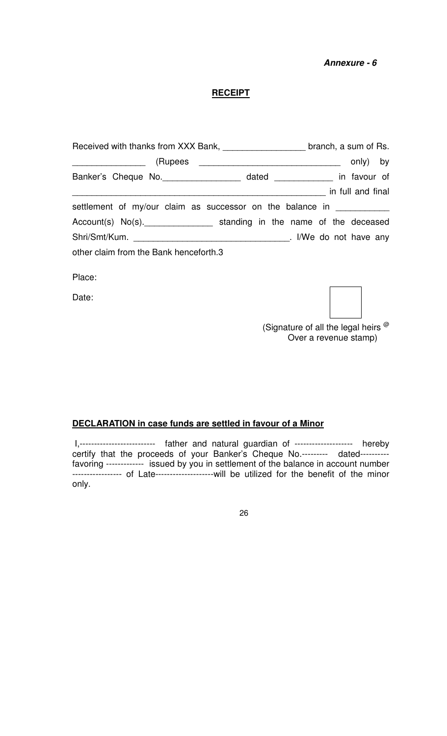*Annexure - 6*

## RECEIPT

Received with thanks from XXX Bank, _________________ branch, a sum of Rs. _______________ (Rupees _____________________________ only) by Banker's Cheque No.________________ dated ____________ in favour of ____________________________________________________ in full and final settlement of my/our claim as successor on the balance in ___________ Account(s) No(s).______________ standing in the name of the deceased Shri/Smt/Kum. _______________________________. I/We do not have any other claim from the Bank henceforth.3

Place:

Date:

(Signature of all the legal heirs @
Over a revenue stamp)

**DECLARATION in case funds are settled in favour of a Minor**

I,-------------------------- father and natural guardian of -------------------- hereby certify that the proceeds of your Banker's Cheque No.--------- dated---------- favoring ------------- issued by you in settlement of the balance in account number ----------------- of Late--------------------will be utilized for the benefit of the minor only.